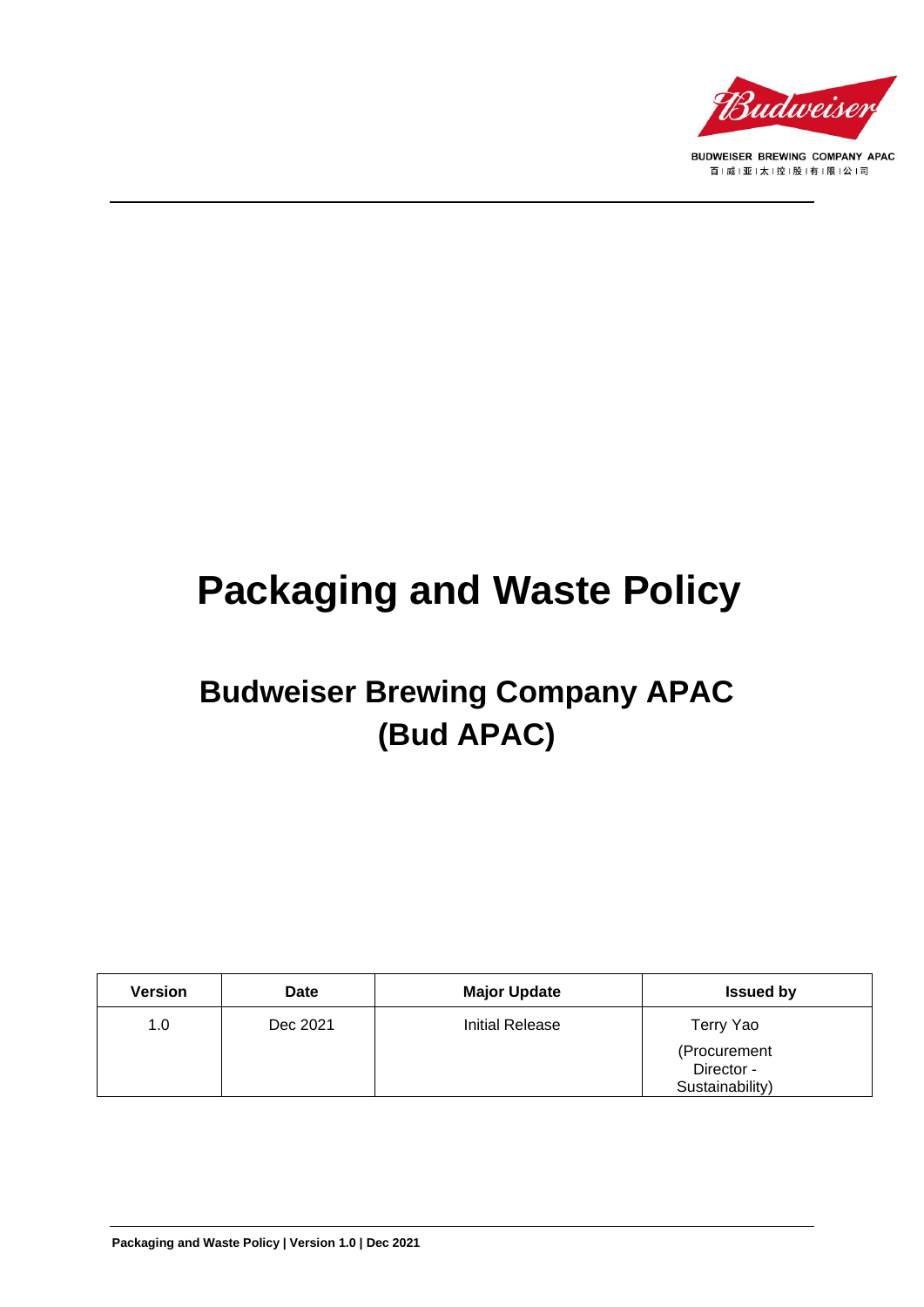BUDWEISER BREWING COMPANY APAC
百威亚太控股有限公司

# Packaging and Waste Policy

## Budweiser Brewing Company APAC (Bud APAC)

| Version | Date | Major Update | Issued by |
|---|---|---|---|
| 1.0 | Dec 2021 | Initial Release | Terry Yao (Procurement Director - Sustainability) |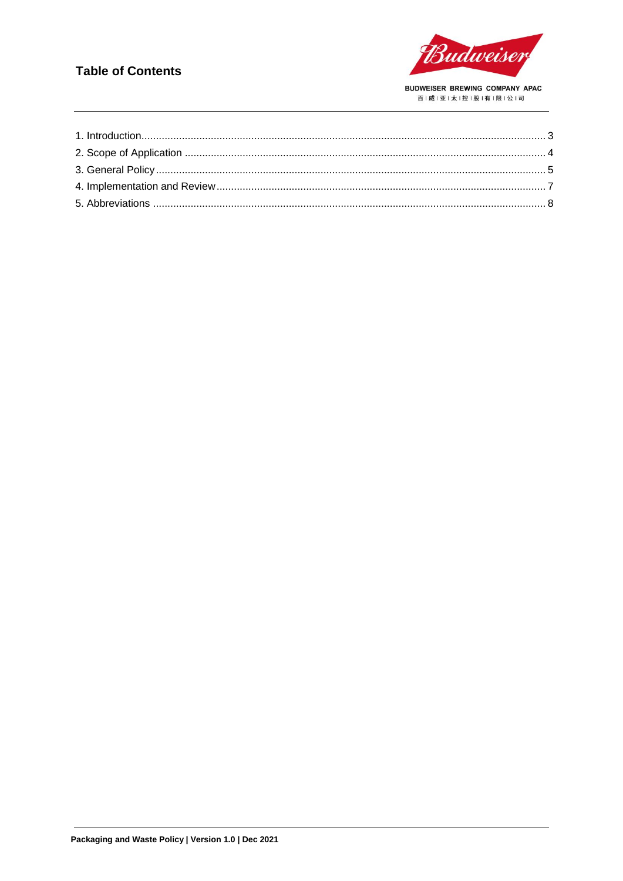## Table of Contents

1. Introduction ........ 3
2. Scope of Application ........ 4
3. General Policy ........ 5
4. Implementation and Review ........ 7
5. Abbreviations ........ 8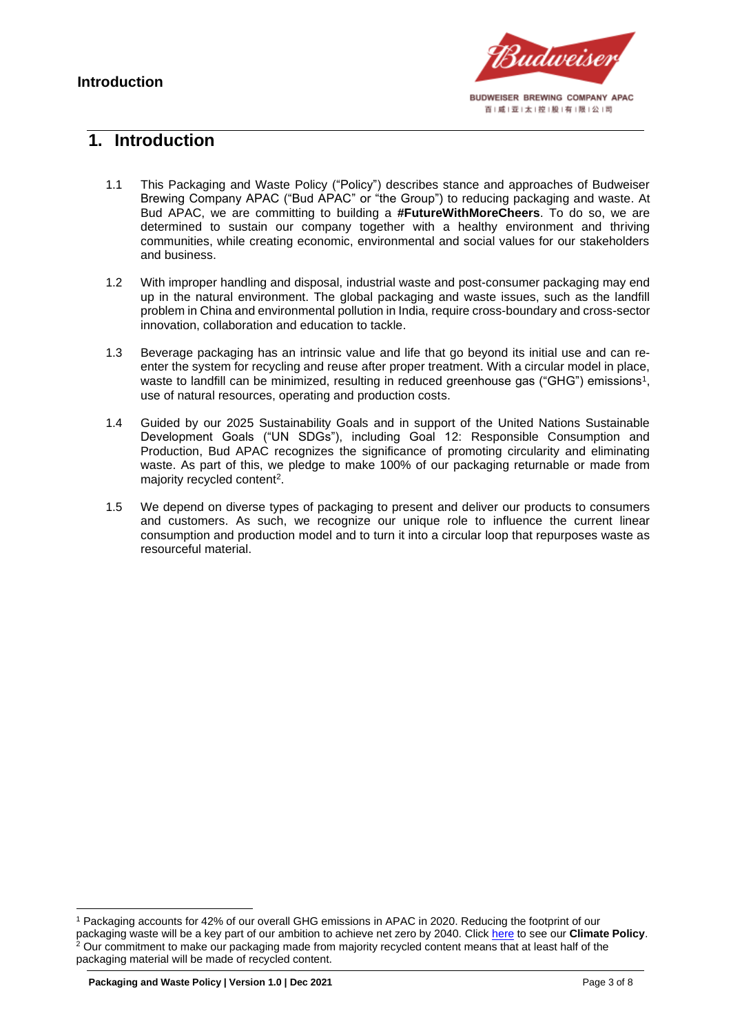# 1. Introduction

1.1 This Packaging and Waste Policy ("Policy") describes stance and approaches of Budweiser Brewing Company APAC ("Bud APAC" or "the Group") to reducing packaging and waste. At Bud APAC, we are committing to building a **#FutureWithMoreCheers**. To do so, we are determined to sustain our company together with a healthy environment and thriving communities, while creating economic, environmental and social values for our stakeholders and business.

1.2 With improper handling and disposal, industrial waste and post-consumer packaging may end up in the natural environment. The global packaging and waste issues, such as the landfill problem in China and environmental pollution in India, require cross-boundary and cross-sector innovation, collaboration and education to tackle.

1.3 Beverage packaging has an intrinsic value and life that go beyond its initial use and can re-enter the system for recycling and reuse after proper treatment. With a circular model in place, waste to landfill can be minimized, resulting in reduced greenhouse gas ("GHG") emissions[1], use of natural resources, operating and production costs.

1.4 Guided by our 2025 Sustainability Goals and in support of the United Nations Sustainable Development Goals ("UN SDGs"), including Goal 12: Responsible Consumption and Production, Bud APAC recognizes the significance of promoting circularity and eliminating waste. As part of this, we pledge to make 100% of our packaging returnable or made from majority recycled content[2].

1.5 We depend on diverse types of packaging to present and deliver our products to consumers and customers. As such, we recognize our unique role to influence the current linear consumption and production model and to turn it into a circular loop that repurposes waste as resourceful material.

---

[1] Packaging accounts for 42% of our overall GHG emissions in APAC in 2020. Reducing the footprint of our packaging waste will be a key part of our ambition to achieve net zero by 2040. Click here to see our **Climate Policy**.

[2] Our commitment to make our packaging made from majority recycled content means that at least half of the packaging material will be made of recycled content.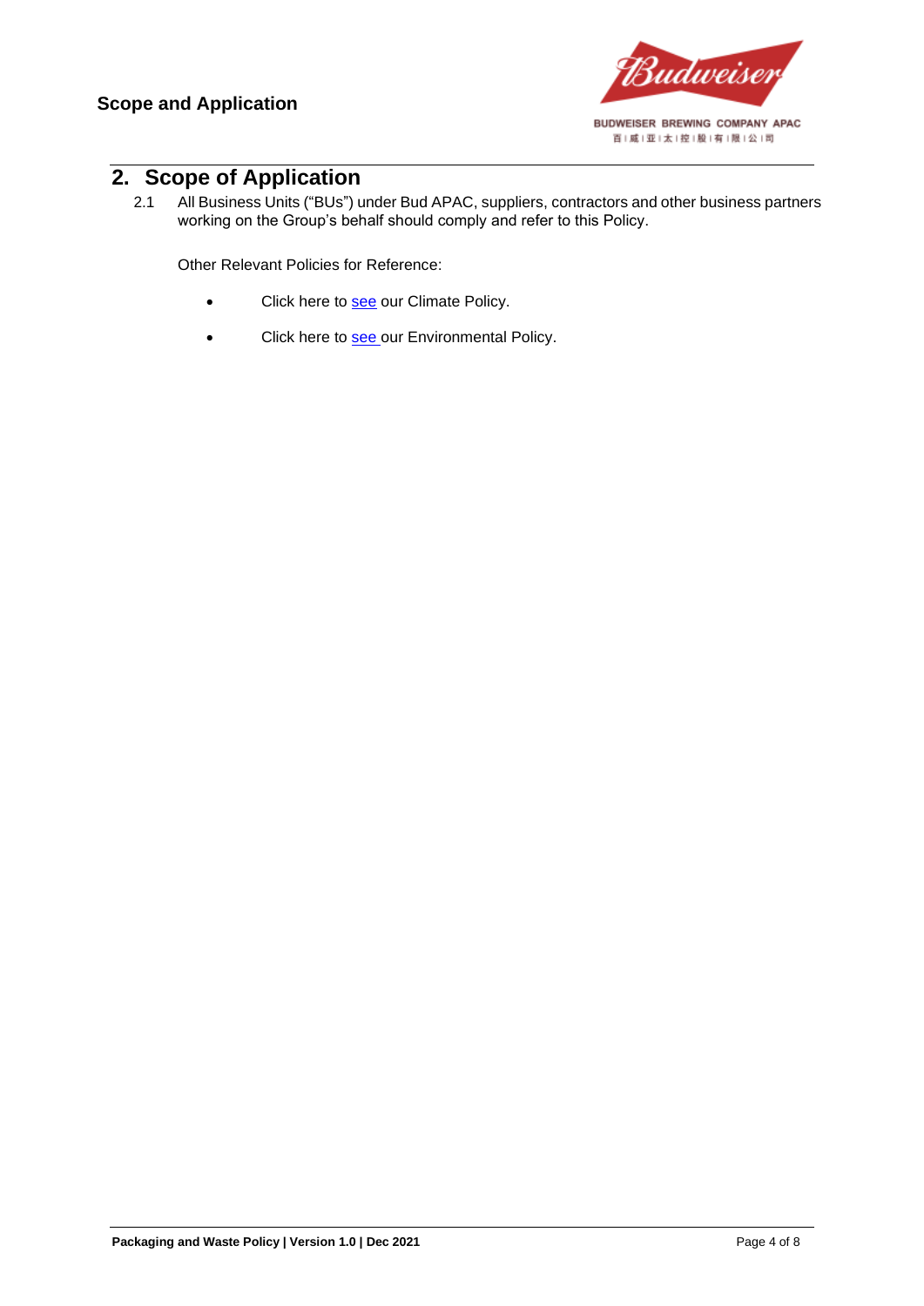## 2. Scope of Application

2.1 All Business Units ("BUs") under Bud APAC, suppliers, contractors and other business partners working on the Group's behalf should comply and refer to this Policy.

Other Relevant Policies for Reference:

- Click here to see our Climate Policy.
- Click here to see our Environmental Policy.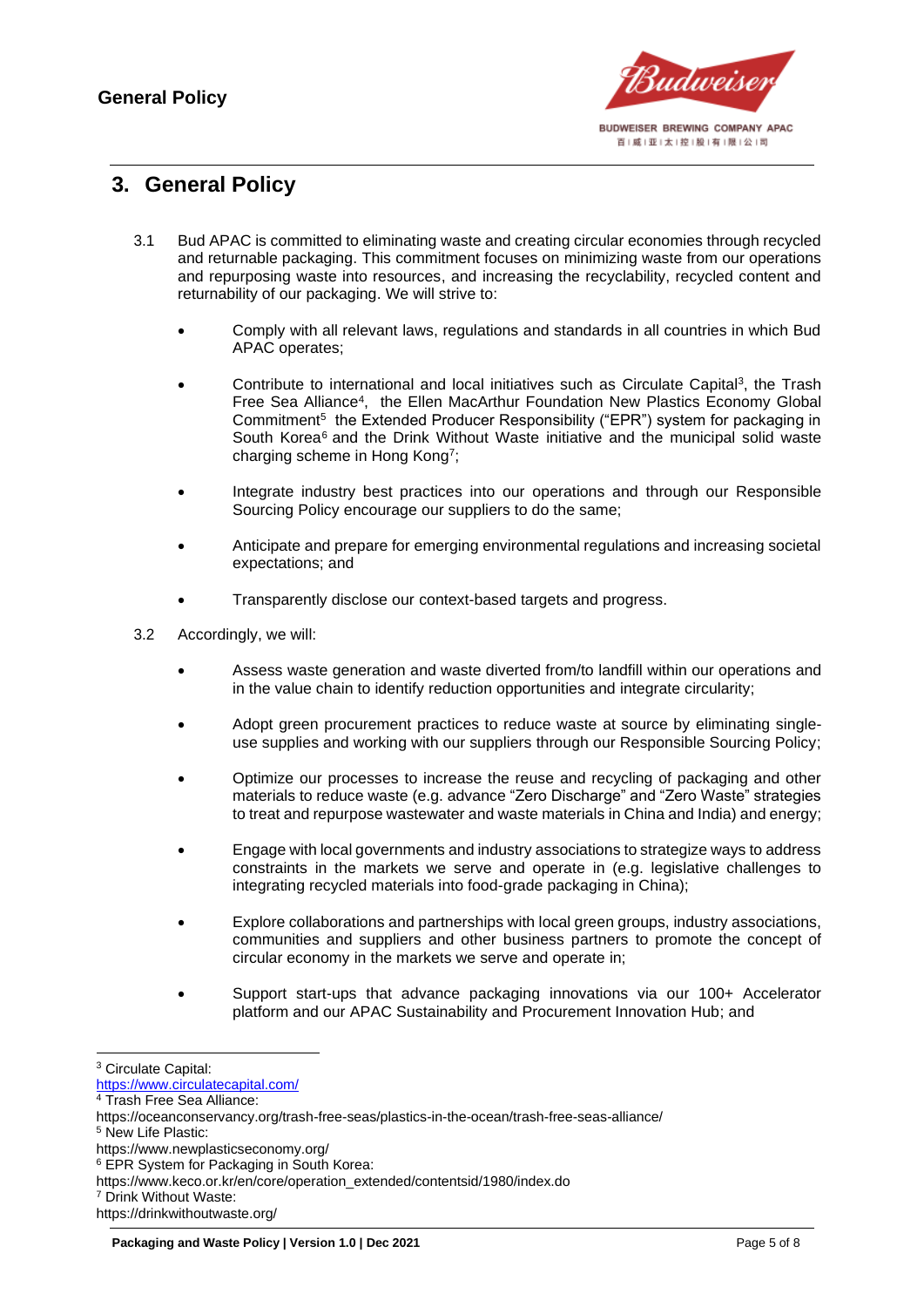## 3. General Policy

3.1 Bud APAC is committed to eliminating waste and creating circular economies through recycled and returnable packaging. This commitment focuses on minimizing waste from our operations and repurposing waste into resources, and increasing the recyclability, recycled content and returnability of our packaging. We will strive to:

- Comply with all relevant laws, regulations and standards in all countries in which Bud APAC operates;
- Contribute to international and local initiatives such as Circulate Capital[3], the Trash Free Sea Alliance[4], the Ellen MacArthur Foundation New Plastics Economy Global Commitment[5] the Extended Producer Responsibility ("EPR") system for packaging in South Korea[6] and the Drink Without Waste initiative and the municipal solid waste charging scheme in Hong Kong[7];
- Integrate industry best practices into our operations and through our Responsible Sourcing Policy encourage our suppliers to do the same;
- Anticipate and prepare for emerging environmental regulations and increasing societal expectations; and
- Transparently disclose our context-based targets and progress.

3.2 Accordingly, we will:

- Assess waste generation and waste diverted from/to landfill within our operations and in the value chain to identify reduction opportunities and integrate circularity;
- Adopt green procurement practices to reduce waste at source by eliminating single-use supplies and working with our suppliers through our Responsible Sourcing Policy;
- Optimize our processes to increase the reuse and recycling of packaging and other materials to reduce waste (e.g. advance "Zero Discharge" and "Zero Waste" strategies to treat and repurpose wastewater and waste materials in China and India) and energy;
- Engage with local governments and industry associations to strategize ways to address constraints in the markets we serve and operate in (e.g. legislative challenges to integrating recycled materials into food-grade packaging in China);
- Explore collaborations and partnerships with local green groups, industry associations, communities and suppliers and other business partners to promote the concept of circular economy in the markets we serve and operate in;
- Support start-ups that advance packaging innovations via our 100+ Accelerator platform and our APAC Sustainability and Procurement Innovation Hub; and

---

[3] Circulate Capital: https://www.circulatecapital.com/

[4] Trash Free Sea Alliance: https://oceanconservancy.org/trash-free-seas/plastics-in-the-ocean/trash-free-seas-alliance/

[5] New Life Plastic: https://www.newplasticseconomy.org/

[6] EPR System for Packaging in South Korea: https://www.keco.or.kr/en/core/operation_extended/contentsid/1980/index.do

[7] Drink Without Waste: https://drinkwithoutwaste.org/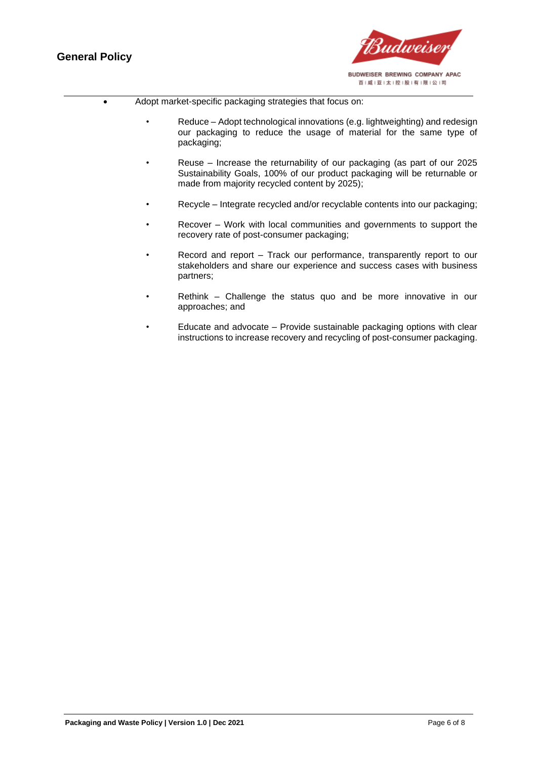- Adopt market-specific packaging strategies that focus on:
  - Reduce – Adopt technological innovations (e.g. lightweighting) and redesign our packaging to reduce the usage of material for the same type of packaging;
  - Reuse – Increase the returnability of our packaging (as part of our 2025 Sustainability Goals, 100% of our product packaging will be returnable or made from majority recycled content by 2025);
  - Recycle – Integrate recycled and/or recyclable contents into our packaging;
  - Recover – Work with local communities and governments to support the recovery rate of post-consumer packaging;
  - Record and report – Track our performance, transparently report to our stakeholders and share our experience and success cases with business partners;
  - Rethink – Challenge the status quo and be more innovative in our approaches; and
  - Educate and advocate – Provide sustainable packaging options with clear instructions to increase recovery and recycling of post-consumer packaging.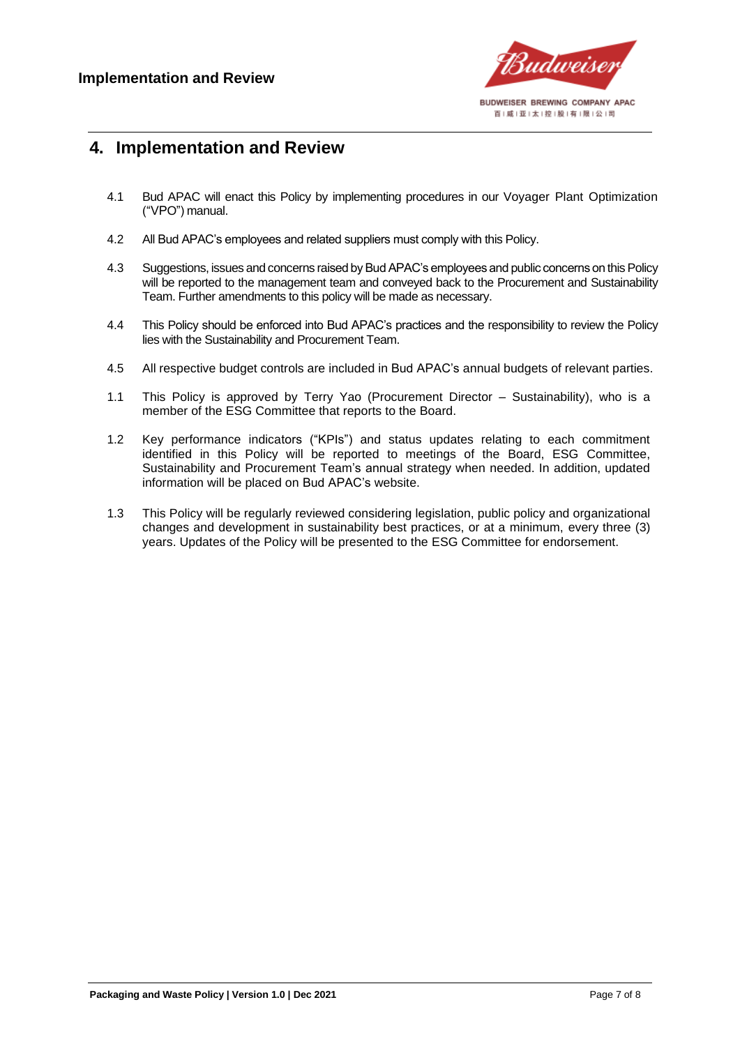## 4. Implementation and Review

4.1 Bud APAC will enact this Policy by implementing procedures in our Voyager Plant Optimization ("VPO") manual.

4.2 All Bud APAC's employees and related suppliers must comply with this Policy.

4.3 Suggestions, issues and concerns raised by Bud APAC's employees and public concerns on this Policy will be reported to the management team and conveyed back to the Procurement and Sustainability Team. Further amendments to this policy will be made as necessary.

4.4 This Policy should be enforced into Bud APAC's practices and the responsibility to review the Policy lies with the Sustainability and Procurement Team.

4.5 All respective budget controls are included in Bud APAC's annual budgets of relevant parties.

1.1 This Policy is approved by Terry Yao (Procurement Director – Sustainability), who is a member of the ESG Committee that reports to the Board.

1.2 Key performance indicators ("KPIs") and status updates relating to each commitment identified in this Policy will be reported to meetings of the Board, ESG Committee, Sustainability and Procurement Team's annual strategy when needed. In addition, updated information will be placed on Bud APAC's website.

1.3 This Policy will be regularly reviewed considering legislation, public policy and organizational changes and development in sustainability best practices, or at a minimum, every three (3) years. Updates of the Policy will be presented to the ESG Committee for endorsement.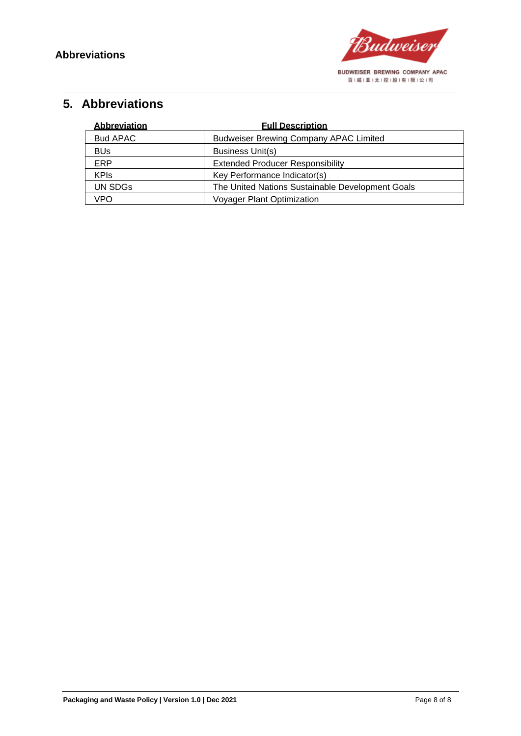## 5. Abbreviations

| Abbreviation | Full Description |
|---|---|
| Bud APAC | Budweiser Brewing Company APAC Limited |
| BUs | Business Unit(s) |
| ERP | Extended Producer Responsibility |
| KPIs | Key Performance Indicator(s) |
| UN SDGs | The United Nations Sustainable Development Goals |
| VPO | Voyager Plant Optimization |